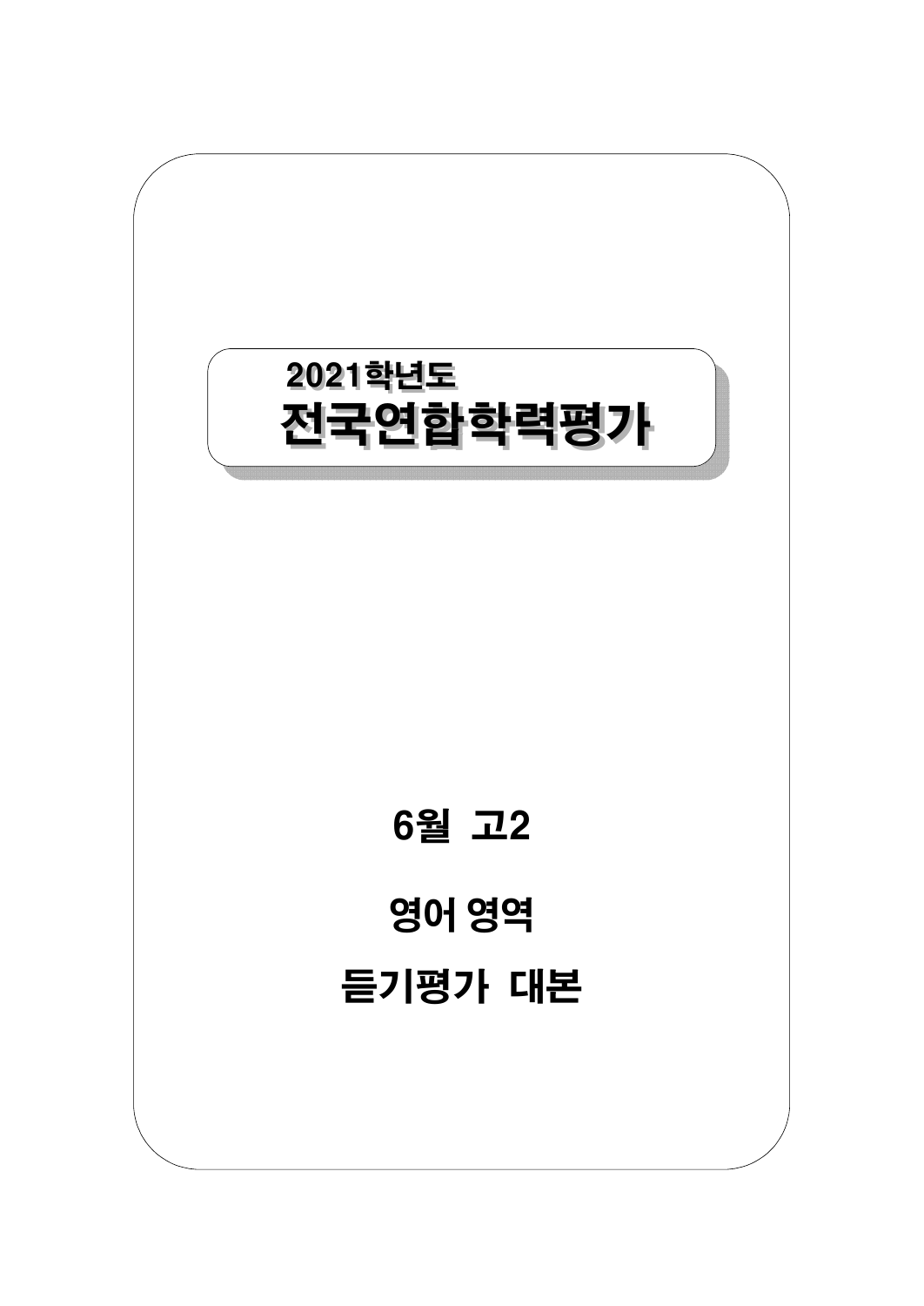2021학년도

# 전국연합학력평가

## 6월 고2

## 영어 영역

## 듣기평가 대본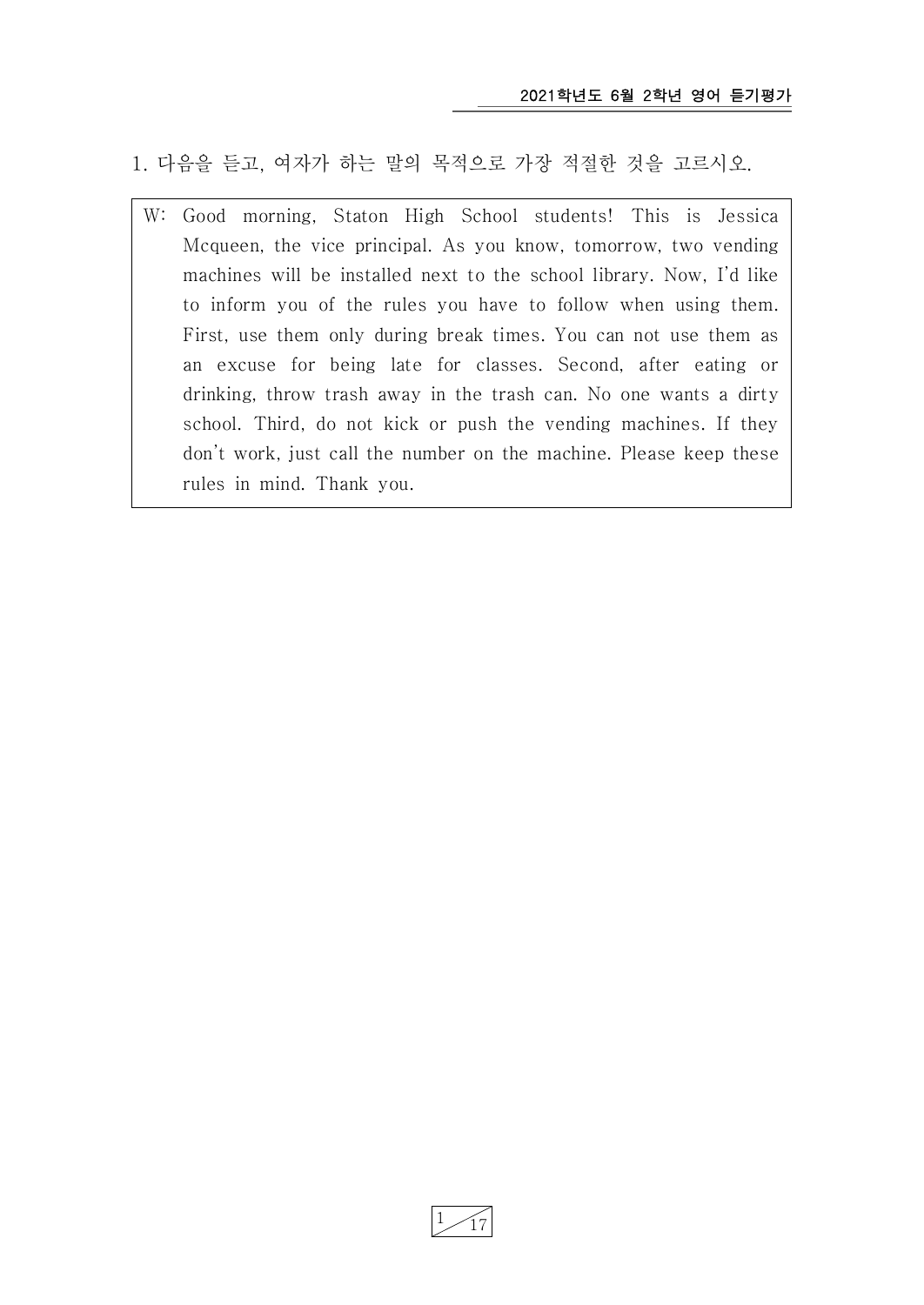1. 다음을 듣고, 여자가 하는 말의 목적으로 가장 적절한 것을 고르시오.

W: Good morning, Staton High School students! This is Jessica Mcqueen, the vice principal. As you know, tomorrow, two vending machines will be installed next to the school library. Now, I'd like to inform you of the rules you have to follow when using them. First, use them only during break times. You can not use them as an excuse for being late for classes. Second, after eating or drinking, throw trash away in the trash can. No one wants a dirty school. Third, do not kick or push the vending machines. If they don't work, just call the number on the machine. Please keep these rules in mind. Thank you.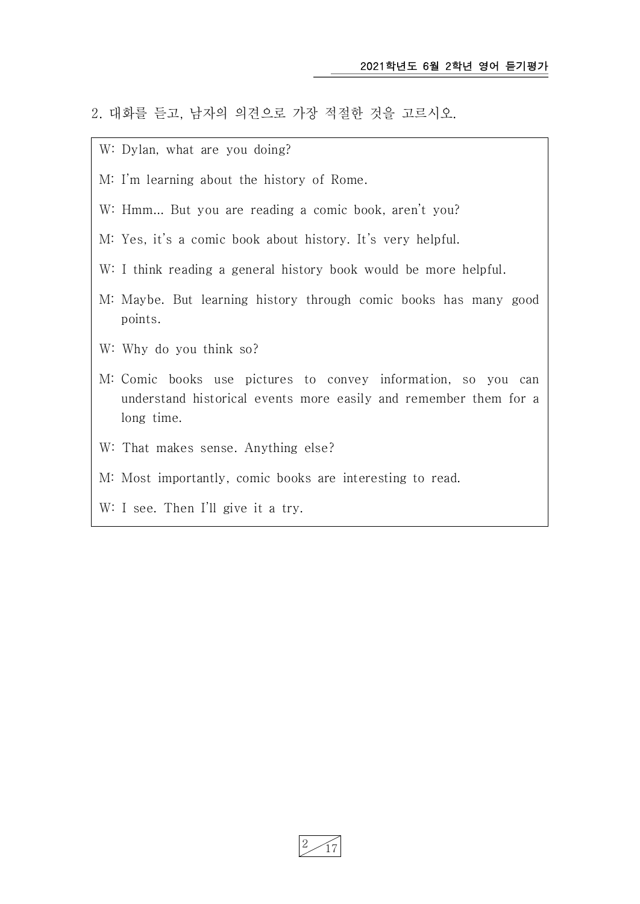2. 대화를 듣고, 남자의 의견으로 가장 적절한 것을 고르시오.

W: Dylan, what are you doing?

M: I'm learning about the history of Rome.

W: Hmm... But you are reading a comic book, aren't you?

M: Yes, it's a comic book about history. It's very helpful.

W: I think reading a general history book would be more helpful.

M: Maybe. But learning history through comic books has many good points.

W: Why do you think so?

M: Comic books use pictures to convey information, so you can understand historical events more easily and remember them for a long time.

W: That makes sense. Anything else?

M: Most importantly, comic books are interesting to read.

W: I see. Then I'll give it a try.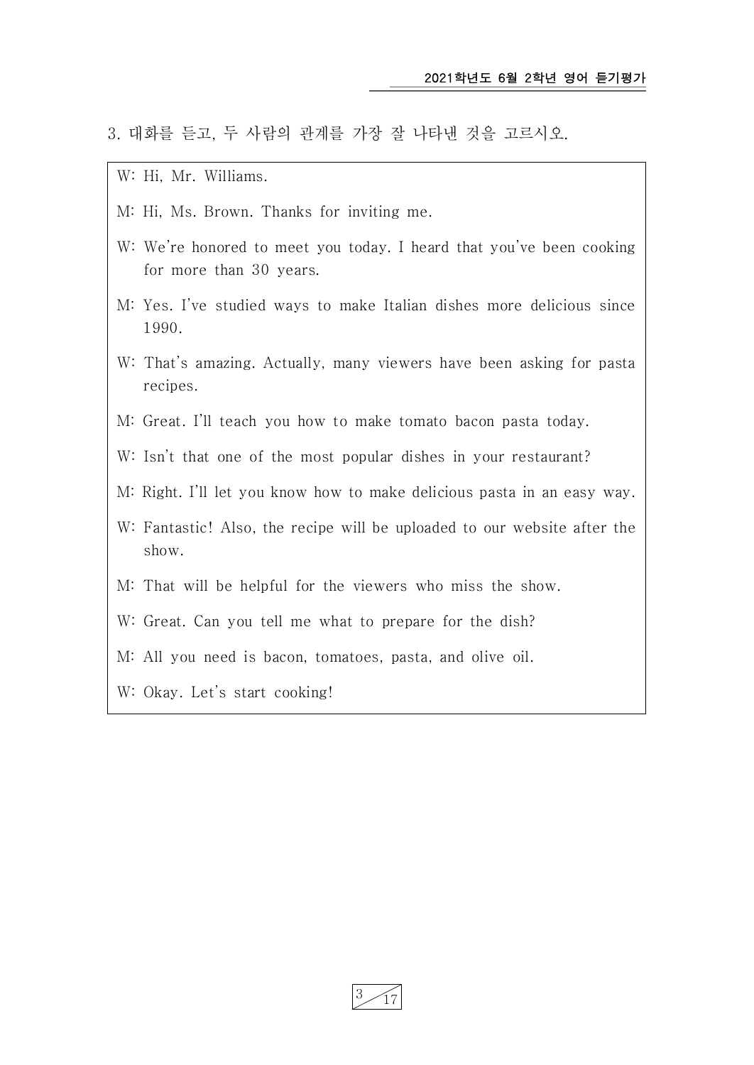3. 대화를 듣고, 두 사람의 관계를 가장 잘 나타낸 것을 고르시오.

W: Hi, Mr. Williams.

M: Hi, Ms. Brown. Thanks for inviting me.

W: We're honored to meet you today. I heard that you've been cooking for more than 30 years.

M: Yes. I've studied ways to make Italian dishes more delicious since 1990.

W: That's amazing. Actually, many viewers have been asking for pasta recipes.

M: Great. I'll teach you how to make tomato bacon pasta today.

W: Isn't that one of the most popular dishes in your restaurant?

M: Right. I'll let you know how to make delicious pasta in an easy way.

W: Fantastic! Also, the recipe will be uploaded to our website after the show.

M: That will be helpful for the viewers who miss the show.

W: Great. Can you tell me what to prepare for the dish?

M: All you need is bacon, tomatoes, pasta, and olive oil.

W: Okay. Let's start cooking!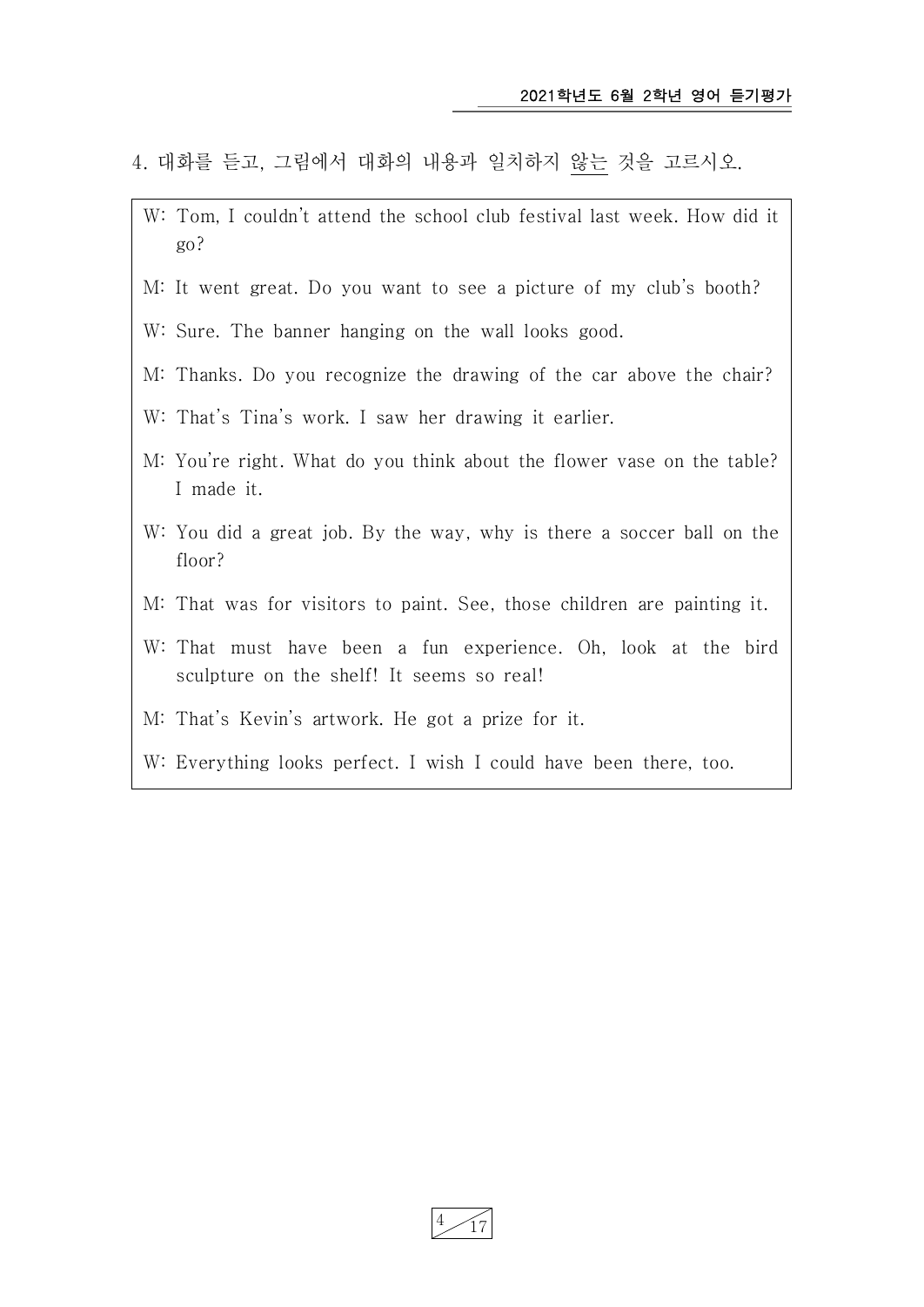4. 대화를 듣고, 그림에서 대화의 내용과 일치하지 <u>않는</u> 것을 고르시오.

W: Tom, I couldn't attend the school club festival last week. How did it go?

M: It went great. Do you want to see a picture of my club's booth?

W: Sure. The banner hanging on the wall looks good.

M: Thanks. Do you recognize the drawing of the car above the chair?

W: That's Tina's work. I saw her drawing it earlier.

M: You're right. What do you think about the flower vase on the table? I made it.

W: You did a great job. By the way, why is there a soccer ball on the floor?

M: That was for visitors to paint. See, those children are painting it.

W: That must have been a fun experience. Oh, look at the bird sculpture on the shelf! It seems so real!

M: That's Kevin's artwork. He got a prize for it.

W: Everything looks perfect. I wish I could have been there, too.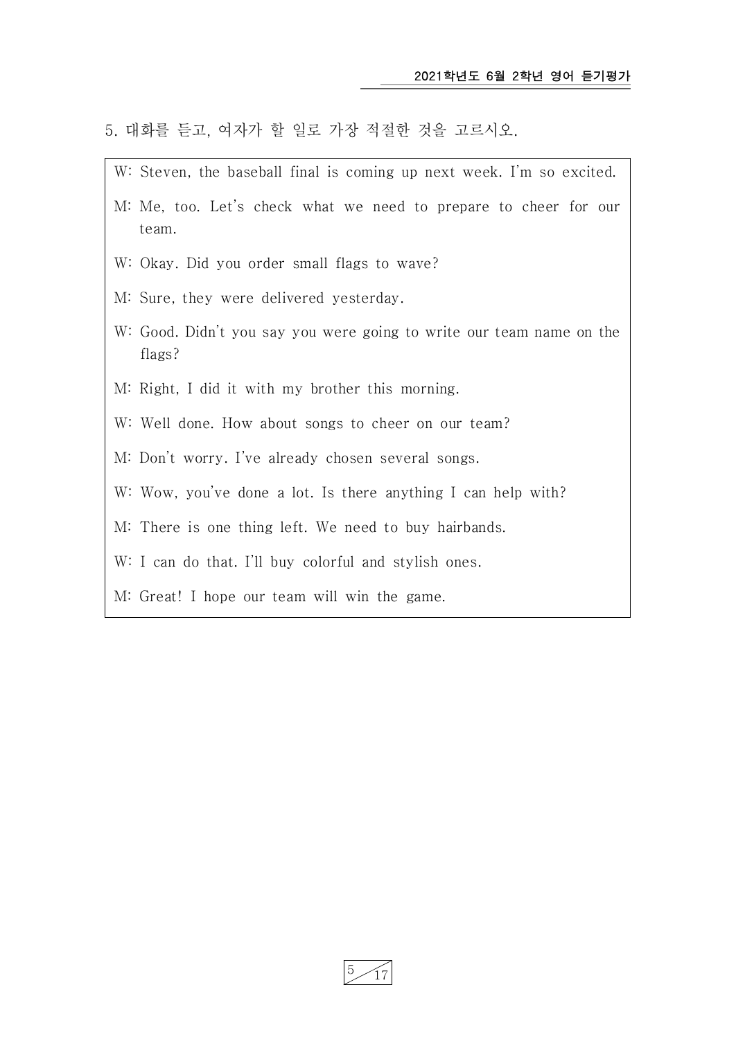5. 대화를 듣고, 여자가 할 일로 가장 적절한 것을 고르시오.

W: Steven, the baseball final is coming up next week. I'm so excited.

M: Me, too. Let's check what we need to prepare to cheer for our team.

W: Okay. Did you order small flags to wave?

M: Sure, they were delivered yesterday.

W: Good. Didn't you say you were going to write our team name on the flags?

M: Right, I did it with my brother this morning.

W: Well done. How about songs to cheer on our team?

M: Don't worry. I've already chosen several songs.

W: Wow, you've done a lot. Is there anything I can help with?

M: There is one thing left. We need to buy hairbands.

W: I can do that. I'll buy colorful and stylish ones.

M: Great! I hope our team will win the game.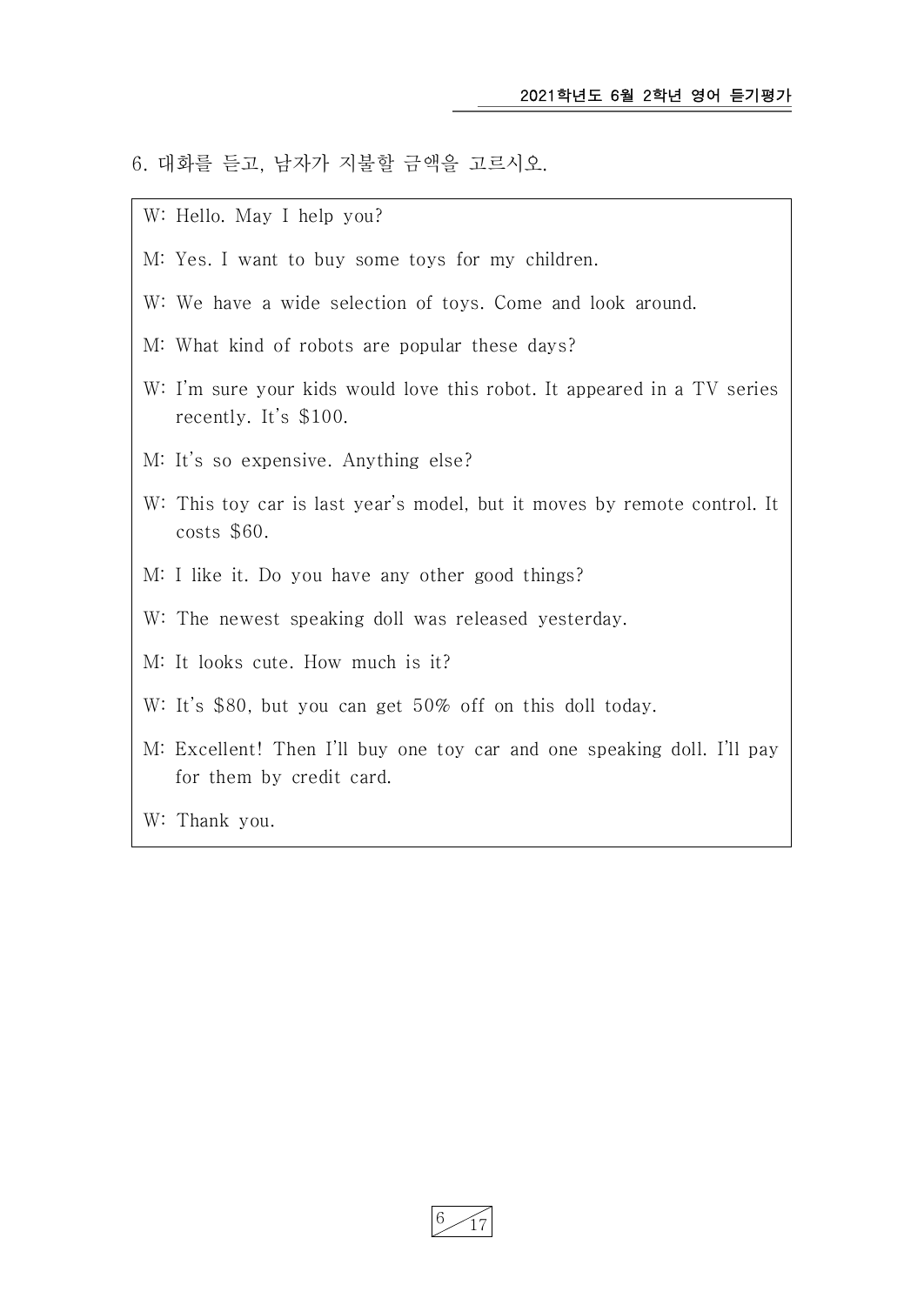6. 대화를 듣고, 남자가 지불할 금액을 고르시오.

W: Hello. May I help you?

M: Yes. I want to buy some toys for my children.

W: We have a wide selection of toys. Come and look around.

M: What kind of robots are popular these days?

W: I'm sure your kids would love this robot. It appeared in a TV series recently. It's $100.

M: It's so expensive. Anything else?

W: This toy car is last year's model, but it moves by remote control. It costs $60.

M: I like it. Do you have any other good things?

W: The newest speaking doll was released yesterday.

M: It looks cute. How much is it?

W: It's $80, but you can get 50% off on this doll today.

M: Excellent! Then I'll buy one toy car and one speaking doll. I'll pay for them by credit card.

W: Thank you.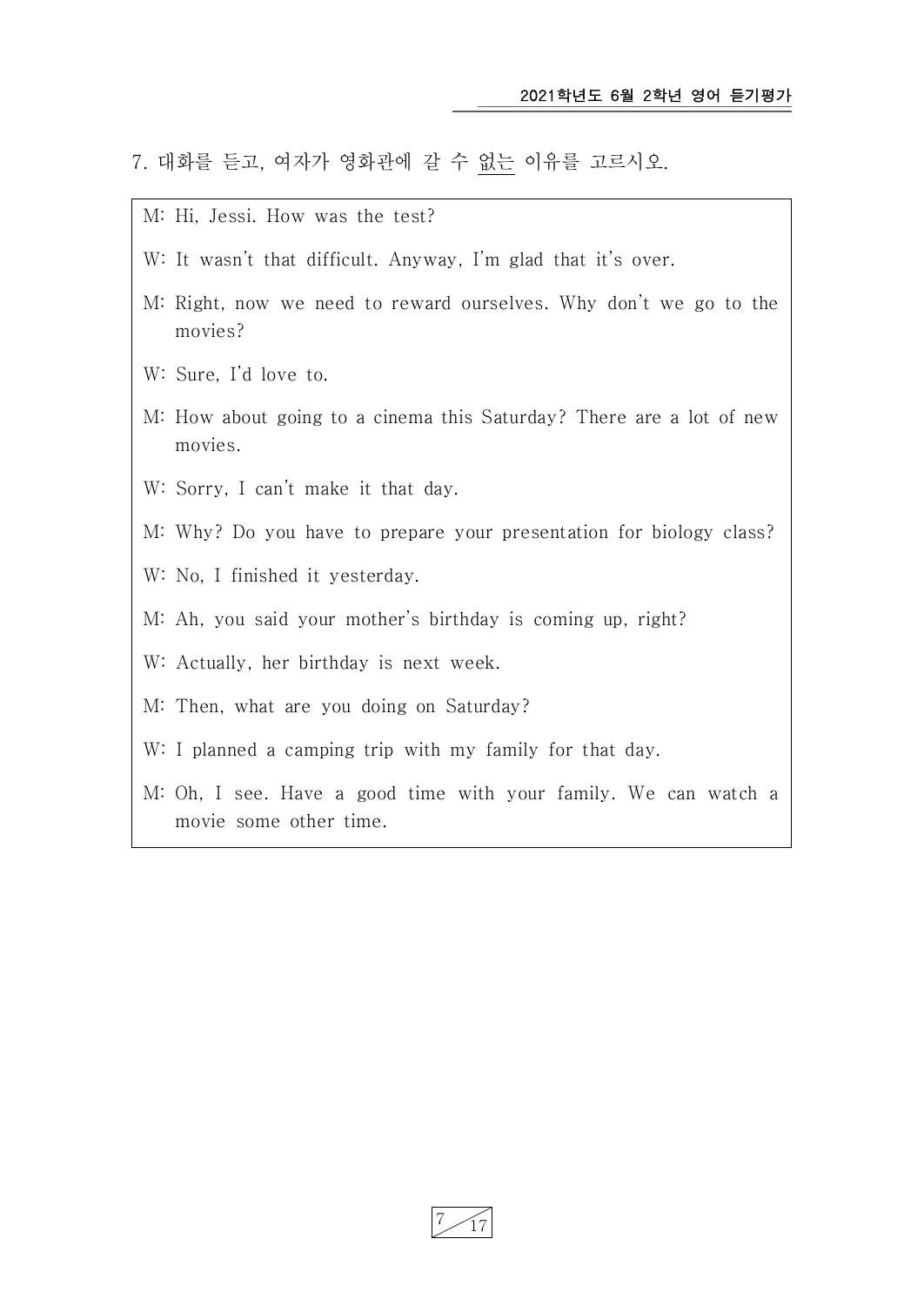7. 대화를 듣고, 여자가 영화관에 갈 수 없는 이유를 고르시오.

M: Hi, Jessi. How was the test?

W: It wasn't that difficult. Anyway, I'm glad that it's over.

M: Right, now we need to reward ourselves. Why don't we go to the movies?

W: Sure, I'd love to.

M: How about going to a cinema this Saturday? There are a lot of new movies.

W: Sorry, I can't make it that day.

M: Why? Do you have to prepare your presentation for biology class?

W: No, I finished it yesterday.

M: Ah, you said your mother's birthday is coming up, right?

W: Actually, her birthday is next week.

M: Then, what are you doing on Saturday?

W: I planned a camping trip with my family for that day.

M: Oh, I see. Have a good time with your family. We can watch a movie some other time.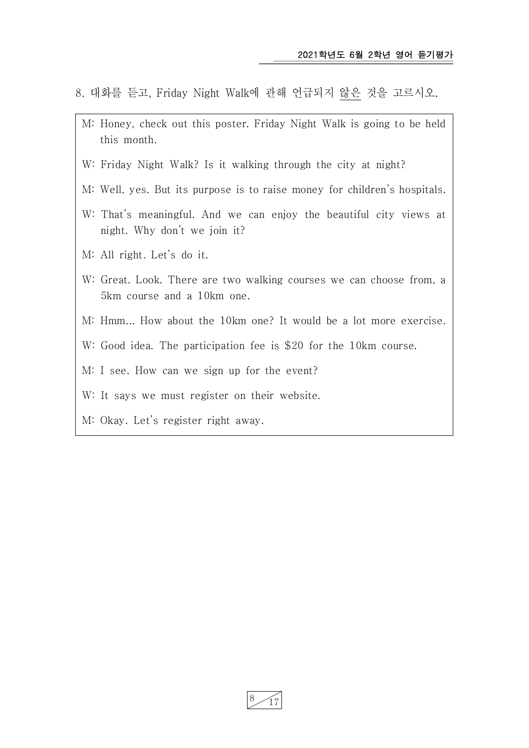8. 대화를 듣고, Friday Night Walk에 관해 언급되지 <u>않은</u> 것을 고르시오.

M: Honey, check out this poster. Friday Night Walk is going to be held this month.

W: Friday Night Walk? Is it walking through the city at night?

M: Well, yes. But its purpose is to raise money for children's hospitals.

W: That's meaningful. And we can enjoy the beautiful city views at night. Why don't we join it?

M: All right. Let's do it.

W: Great. Look. There are two walking courses we can choose from, a 5km course and a 10km one.

M: Hmm... How about the 10km one? It would be a lot more exercise.

W: Good idea. The participation fee is $20 for the 10km course.

M: I see. How can we sign up for the event?

W: It says we must register on their website.

M: Okay. Let's register right away.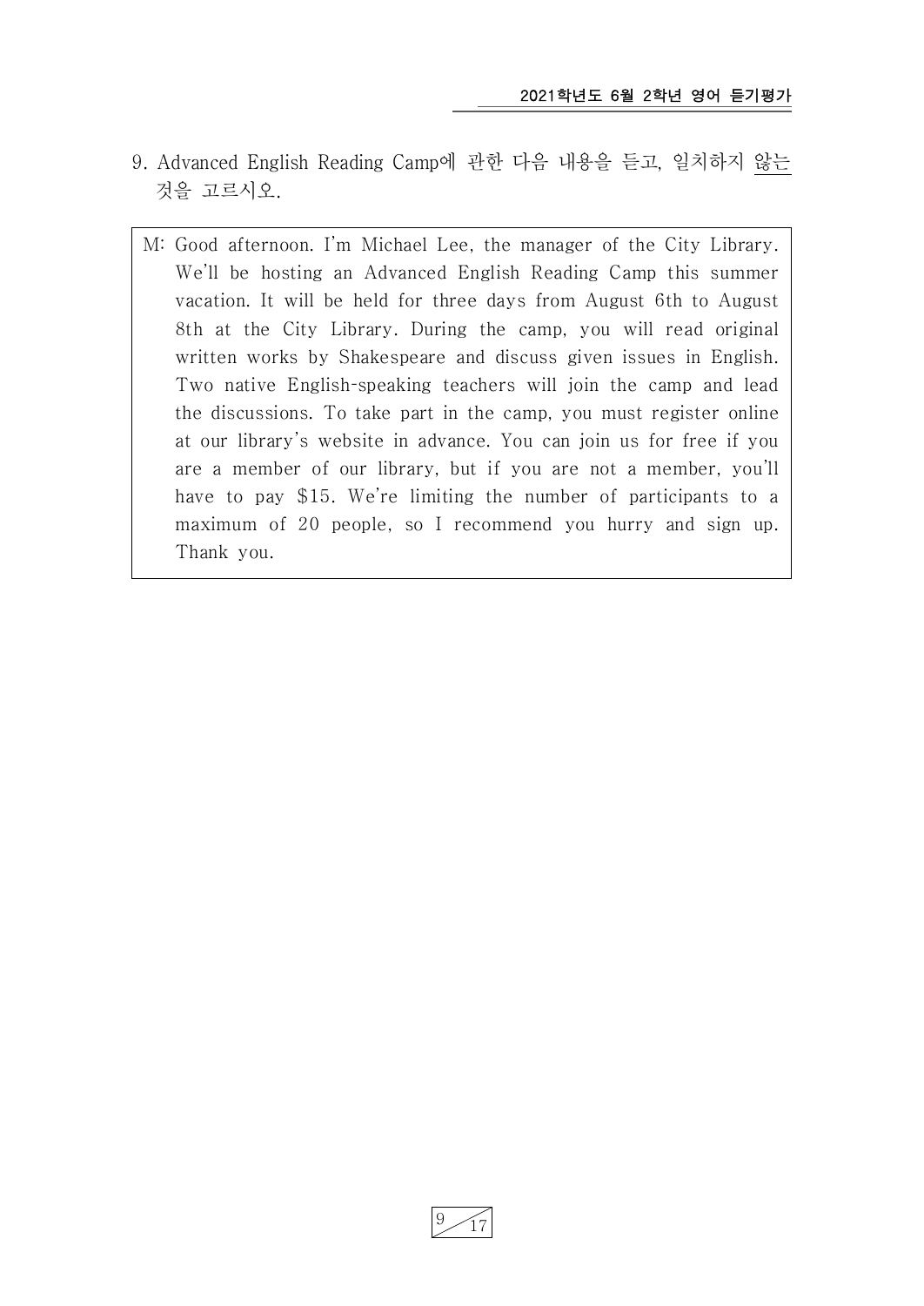9. Advanced English Reading Camp에 관한 다음 내용을 듣고, 일치하지 않는 것을 고르시오.

M: Good afternoon. I'm Michael Lee, the manager of the City Library. We'll be hosting an Advanced English Reading Camp this summer vacation. It will be held for three days from August 6th to August 8th at the City Library. During the camp, you will read original written works by Shakespeare and discuss given issues in English. Two native English-speaking teachers will join the camp and lead the discussions. To take part in the camp, you must register online at our library's website in advance. You can join us for free if you are a member of our library, but if you are not a member, you'll have to pay $15. We're limiting the number of participants to a maximum of 20 people, so I recommend you hurry and sign up. Thank you.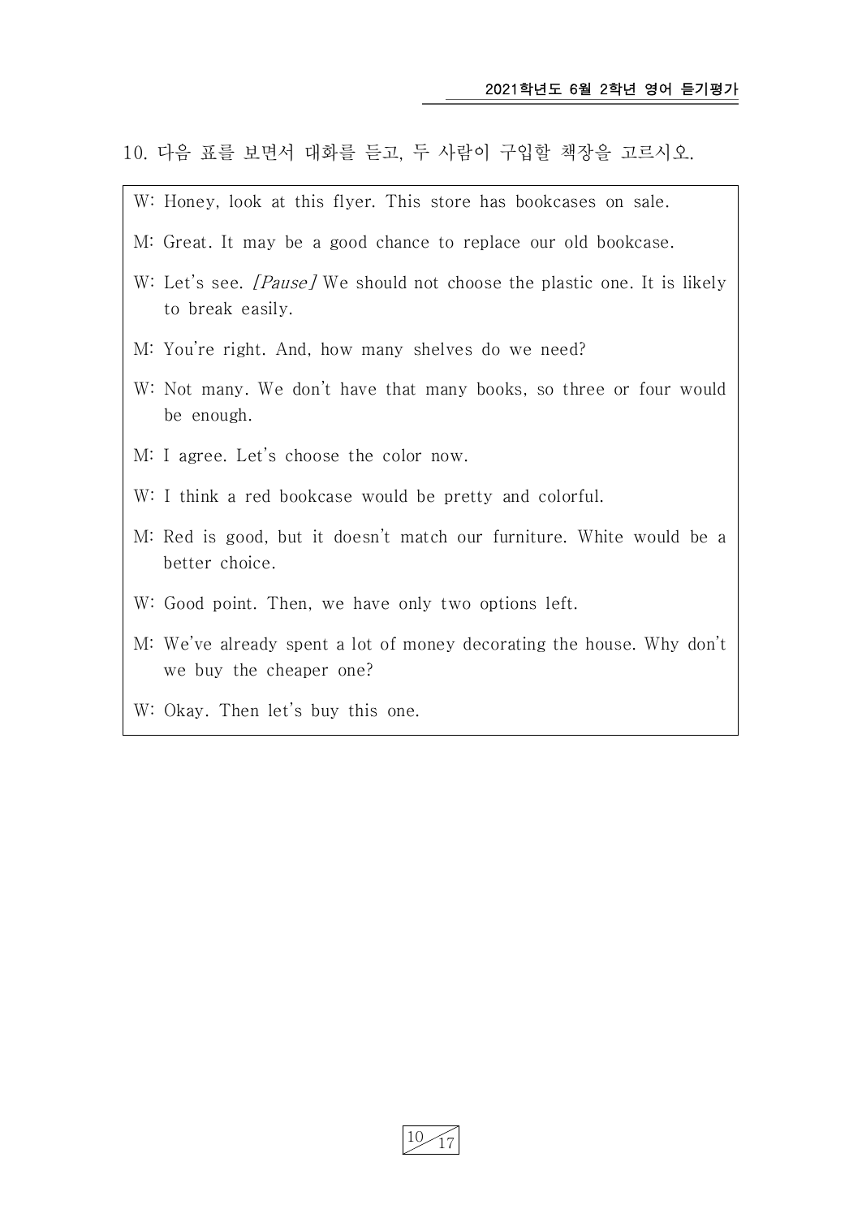10. 다음 표를 보면서 대화를 듣고, 두 사람이 구입할 책장을 고르시오.

W: Honey, look at this flyer. This store has bookcases on sale.

M: Great. It may be a good chance to replace our old bookcase.

W: Let's see. *[Pause]* We should not choose the plastic one. It is likely to break easily.

M: You're right. And, how many shelves do we need?

W: Not many. We don't have that many books, so three or four would be enough.

M: I agree. Let's choose the color now.

W: I think a red bookcase would be pretty and colorful.

M: Red is good, but it doesn't match our furniture. White would be a better choice.

W: Good point. Then, we have only two options left.

M: We've already spent a lot of money decorating the house. Why don't we buy the cheaper one?

W: Okay. Then let's buy this one.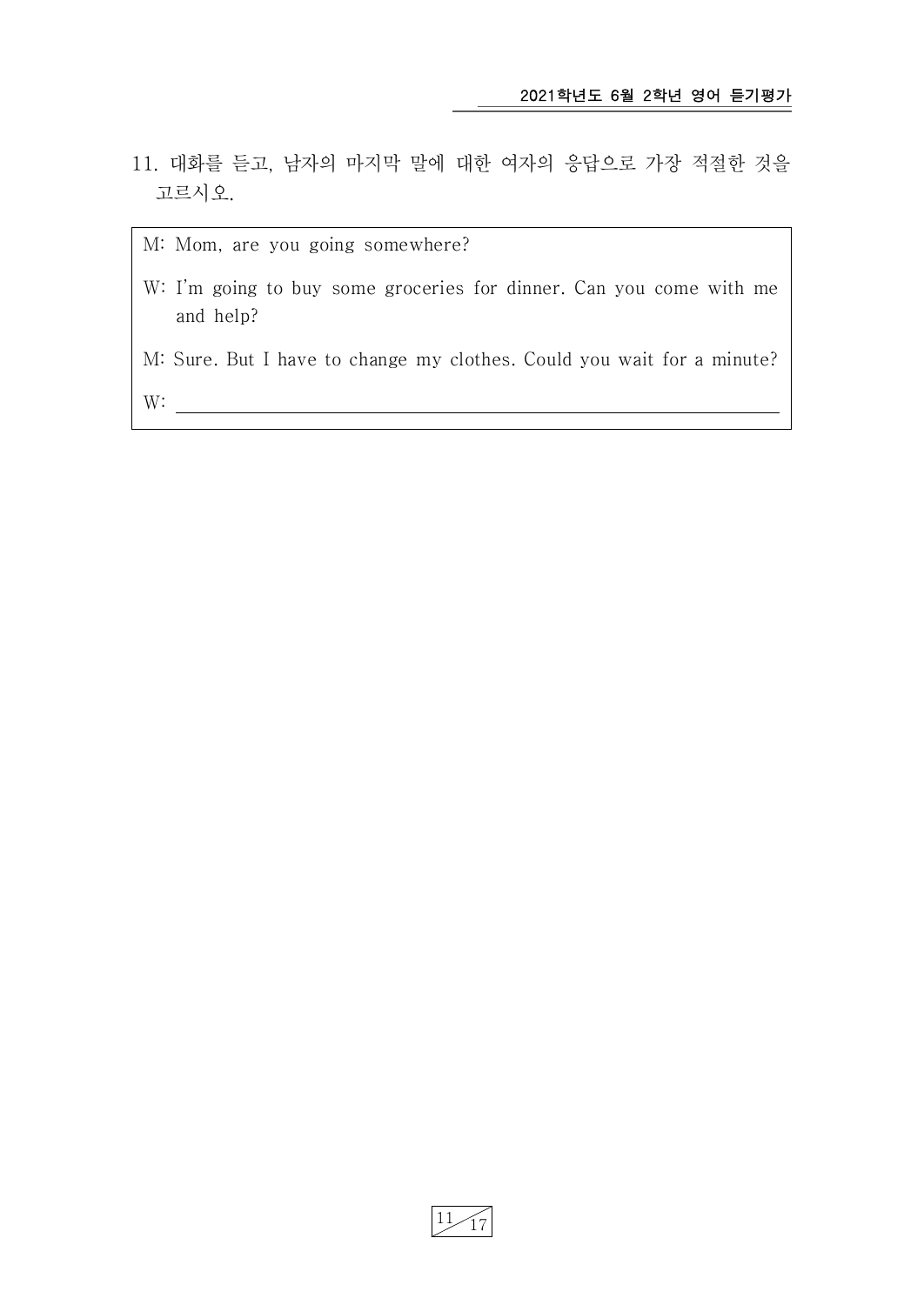11. 대화를 듣고, 남자의 마지막 말에 대한 여자의 응답으로 가장 적절한 것을 고르시오.

M: Mom, are you going somewhere?

W: I'm going to buy some groceries for dinner. Can you come with me and help?

M: Sure. But I have to change my clothes. Could you wait for a minute?

W: ____________________________________________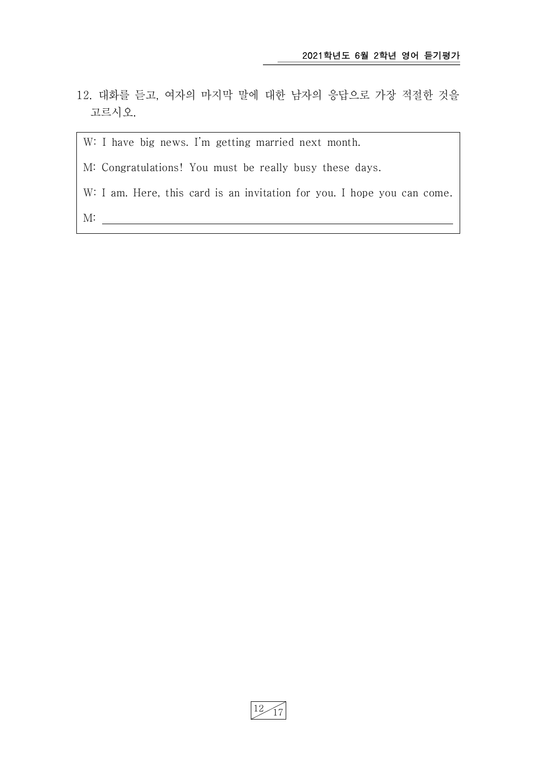12. 대화를 듣고, 여자의 마지막 말에 대한 남자의 응답으로 가장 적절한 것을 고르시오.

W: I have big news. I'm getting married next month.

M: Congratulations! You must be really busy these days.

W: I am. Here, this card is an invitation for you. I hope you can come.

M: ______________________________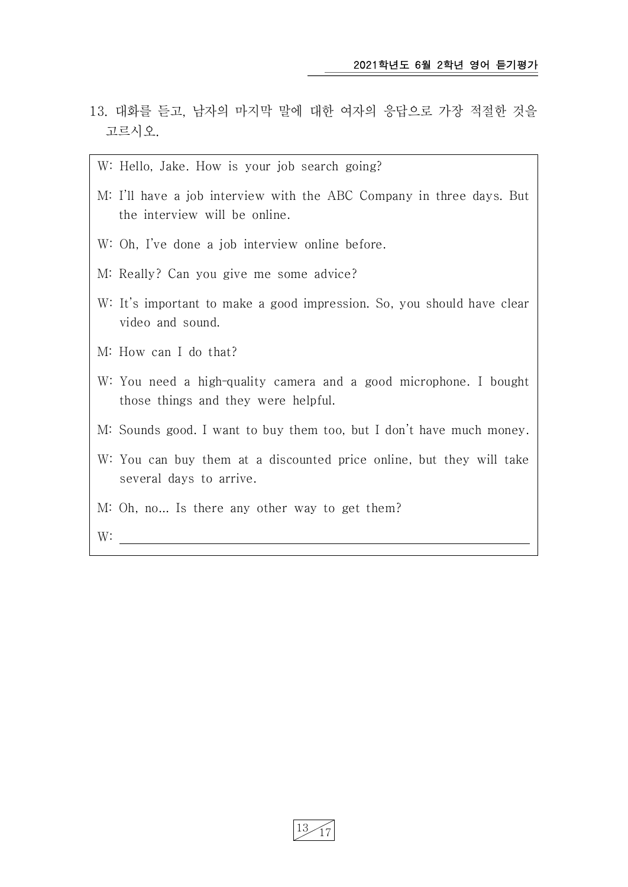13. 대화를 듣고, 남자의 마지막 말에 대한 여자의 응답으로 가장 적절한 것을 고르시오.

W: Hello, Jake. How is your job search going?

M: I'll have a job interview with the ABC Company in three days. But the interview will be online.

W: Oh, I've done a job interview online before.

M: Really? Can you give me some advice?

W: It's important to make a good impression. So, you should have clear video and sound.

M: How can I do that?

W: You need a high-quality camera and a good microphone. I bought those things and they were helpful.

M: Sounds good. I want to buy them too, but I don't have much money.

W: You can buy them at a discounted price online, but they will take several days to arrive.

M: Oh, no... Is there any other way to get them?

W: ______________________________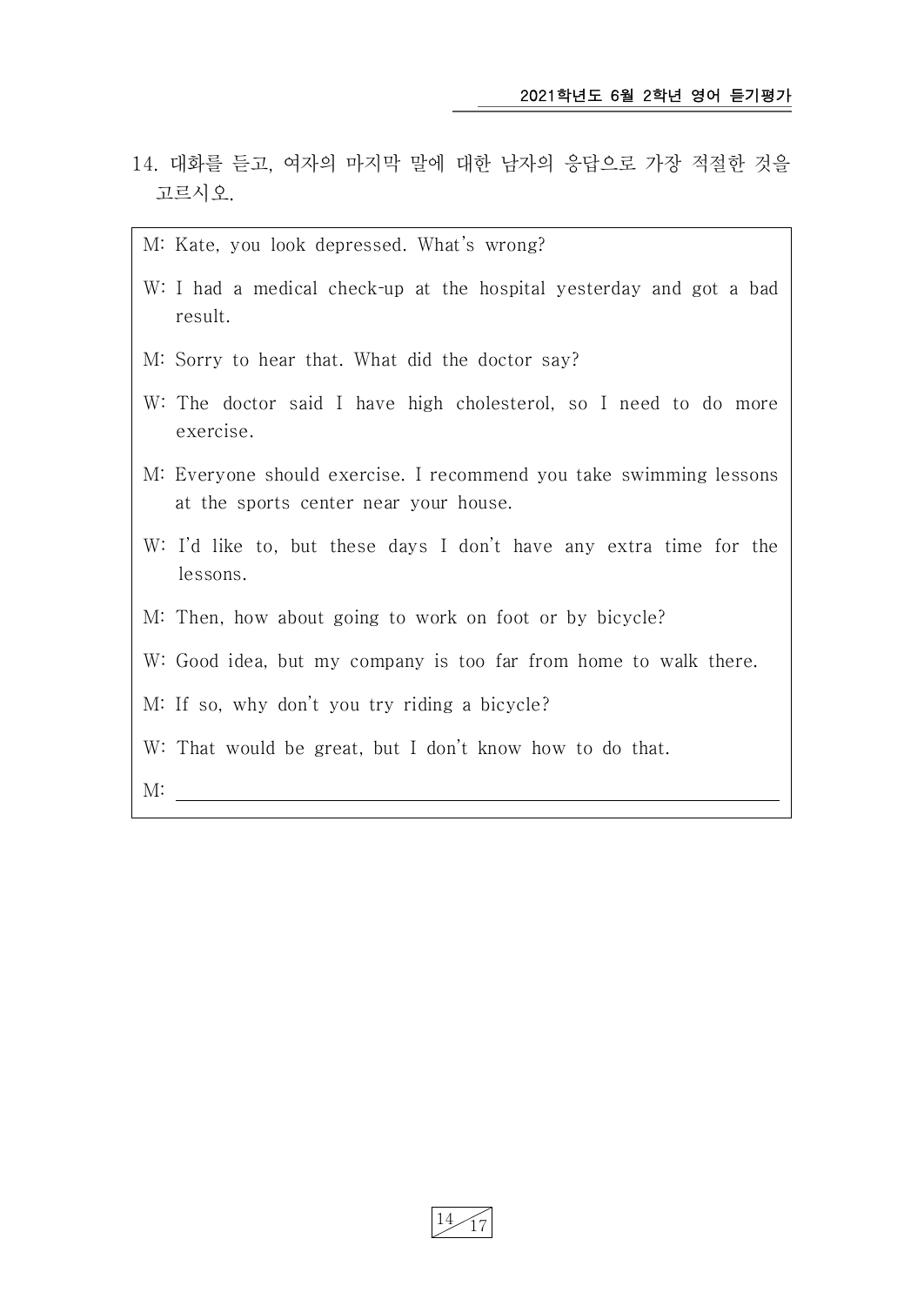14. 대화를 듣고, 여자의 마지막 말에 대한 남자의 응답으로 가장 적절한 것을 고르시오.

M: Kate, you look depressed. What's wrong?

W: I had a medical check-up at the hospital yesterday and got a bad result.

M: Sorry to hear that. What did the doctor say?

W: The doctor said I have high cholesterol, so I need to do more exercise.

M: Everyone should exercise. I recommend you take swimming lessons at the sports center near your house.

W: I'd like to, but these days I don't have any extra time for the lessons.

M: Then, how about going to work on foot or by bicycle?

W: Good idea, but my company is too far from home to walk there.

M: If so, why don't you try riding a bicycle?

W: That would be great, but I don't know how to do that.

M: ______________________________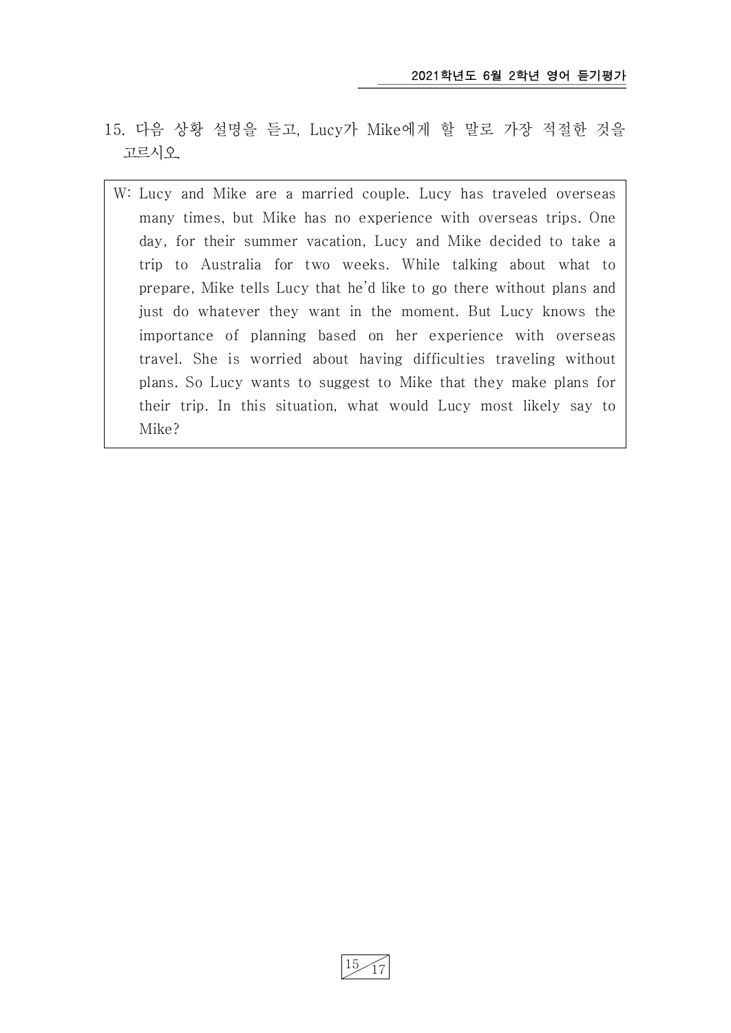15. 다음 상황 설명을 듣고, Lucy가 Mike에게 할 말로 가장 적절한 것을 고르시오.

W: Lucy and Mike are a married couple. Lucy has traveled overseas many times, but Mike has no experience with overseas trips. One day, for their summer vacation, Lucy and Mike decided to take a trip to Australia for two weeks. While talking about what to prepare, Mike tells Lucy that he'd like to go there without plans and just do whatever they want in the moment. But Lucy knows the importance of planning based on her experience with overseas travel. She is worried about having difficulties traveling without plans. So Lucy wants to suggest to Mike that they make plans for their trip. In this situation, what would Lucy most likely say to Mike?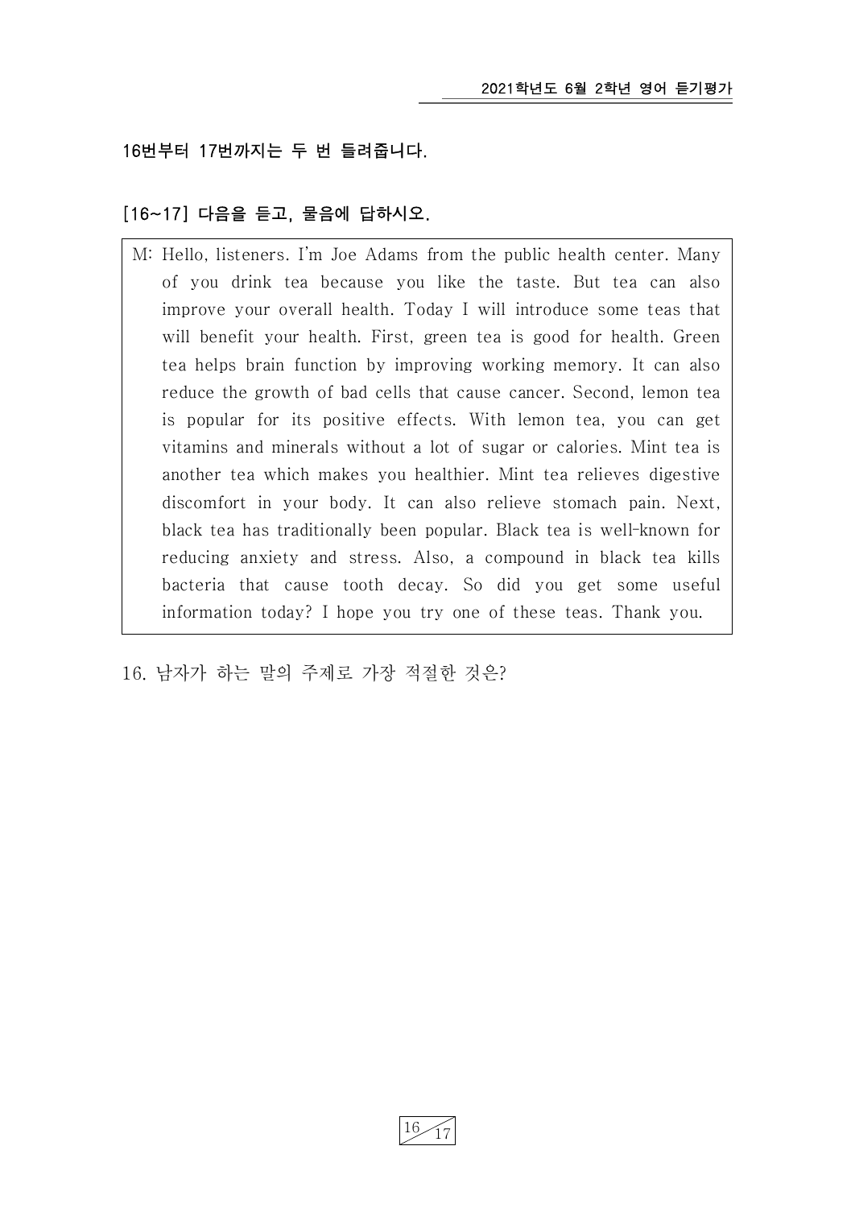**16번부터 17번까지는 두 번 들려줍니다.**

**[16~17] 다음을 듣고, 물음에 답하시오.**

> M: Hello, listeners. I'm Joe Adams from the public health center. Many of you drink tea because you like the taste. But tea can also improve your overall health. Today I will introduce some teas that will benefit your health. First, green tea is good for health. Green tea helps brain function by improving working memory. It can also reduce the growth of bad cells that cause cancer. Second, lemon tea is popular for its positive effects. With lemon tea, you can get vitamins and minerals without a lot of sugar or calories. Mint tea is another tea which makes you healthier. Mint tea relieves digestive discomfort in your body. It can also relieve stomach pain. Next, black tea has traditionally been popular. Black tea is well-known for reducing anxiety and stress. Also, a compound in black tea kills bacteria that cause tooth decay. So did you get some useful information today? I hope you try one of these teas. Thank you.

16. 남자가 하는 말의 주제로 가장 적절한 것은?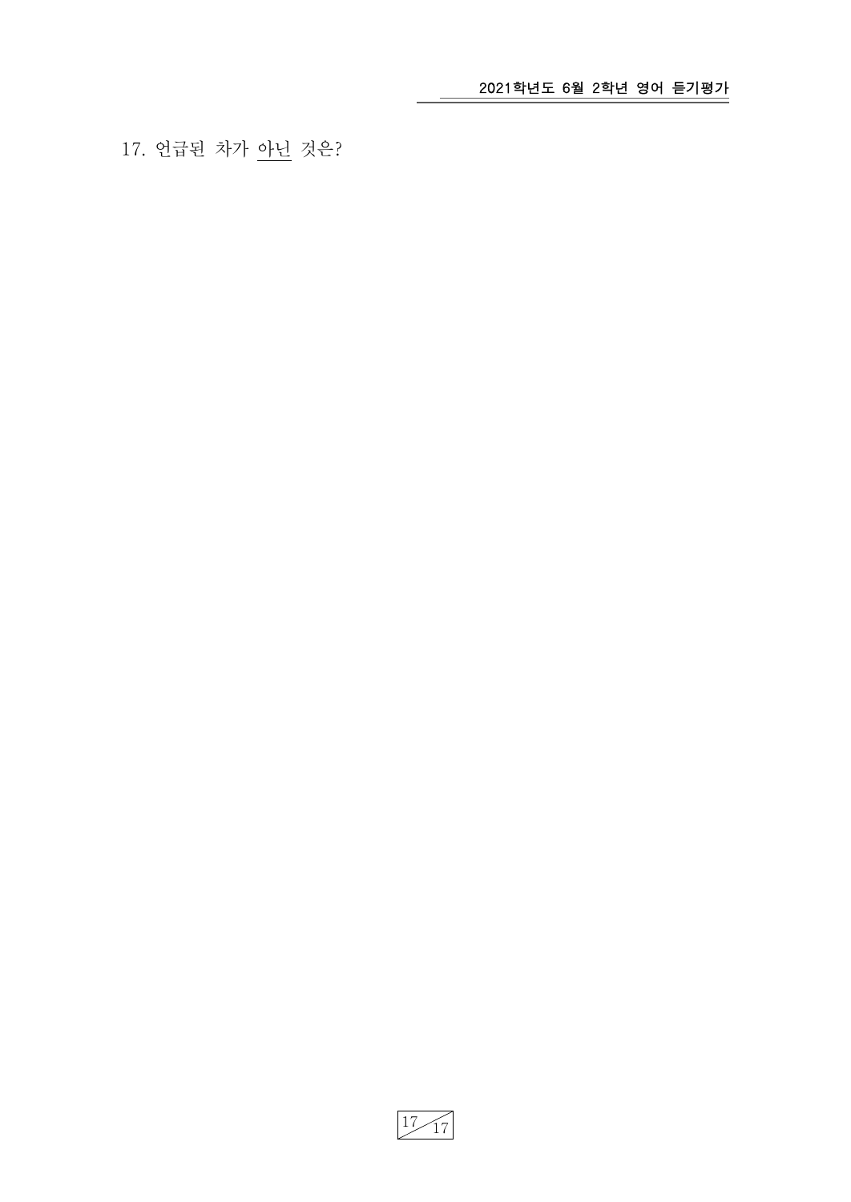17. 언급된 차가 <u>아닌</u> 것은?